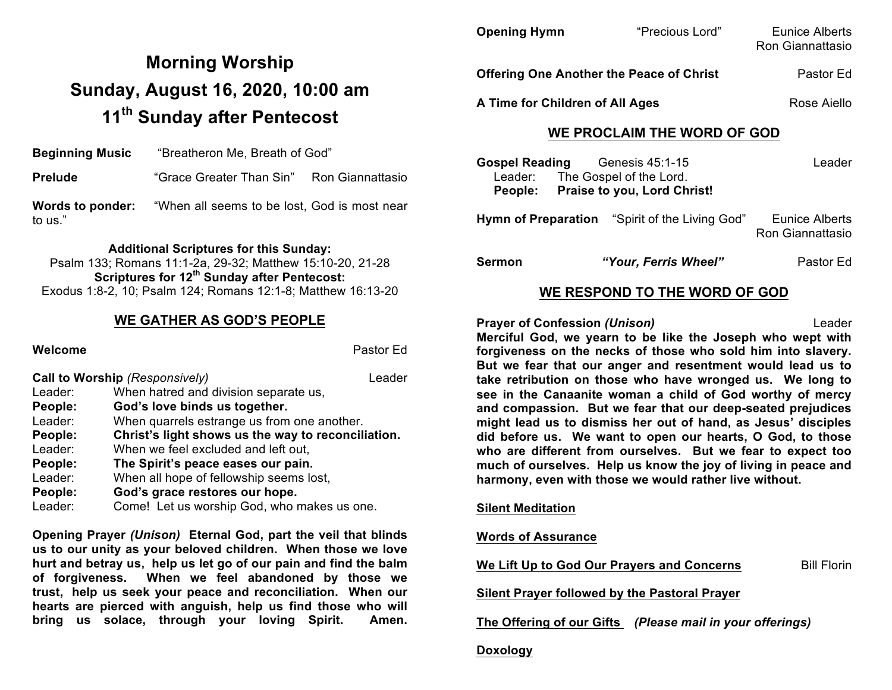# Morning Worship

## Sunday, August 16, 2020, 10:00 am

## 11th Sunday after Pentecost

**Beginning Music** "Breatheron Me, Breath of God"

**Prelude** "Grace Greater Than Sin" Ron Giannattasio

**Words to ponder:** "When all seems to be lost, God is most near to us."

**Additional Scriptures for this Sunday:**
Psalm 133; Romans 11:1-2a, 29-32; Matthew 15:10-20, 21-28
**Scriptures for 12th Sunday after Pentecost:**
Exodus 1:8-2, 10; Psalm 124; Romans 12:1-8; Matthew 16:13-20

## WE GATHER AS GOD'S PEOPLE

**Welcome** Pastor Ed

**Call to Worship** *(Responsively)* Leader

Leader: When hatred and division separate us,
**People: God's love binds us together.**
Leader: When quarrels estrange us from one another.
**People: Christ's light shows us the way to reconciliation.**
Leader: When we feel excluded and left out,
**People: The Spirit's peace eases our pain.**
Leader: When all hope of fellowship seems lost,
**People: God's grace restores our hope.**
Leader: Come! Let us worship God, who makes us one.

**Opening Prayer** ***(Unison)*** **Eternal God, part the veil that blinds us to our unity as your beloved children. When those we love hurt and betray us, help us let go of our pain and find the balm of forgiveness. When we feel abandoned by those we trust, help us seek your peace and reconciliation. When our hearts are pierced with anguish, help us find those who will bring us solace, through your loving Spirit. Amen.**

**Opening Hymn** "Precious Lord" Eunice Alberts, Ron Giannattasio

**Offering One Another the Peace of Christ** Pastor Ed

**A Time for Children of All Ages** Rose Aiello

## WE PROCLAIM THE WORD OF GOD

**Gospel Reading** Genesis 45:1-15 Leader

Leader: The Gospel of the Lord.
**People: Praise to you, Lord Christ!**

**Hymn of Preparation** "Spirit of the Living God" Eunice Alberts, Ron Giannattasio

**Sermon** ***"Your, Ferris Wheel"*** Pastor Ed

## WE RESPOND TO THE WORD OF GOD

**Prayer of Confession** ***(Unison)*** Leader

**Merciful God, we yearn to be like the Joseph who wept with forgiveness on the necks of those who sold him into slavery. But we fear that our anger and resentment would lead us to take retribution on those who have wronged us. We long to see in the Canaanite woman a child of God worthy of mercy and compassion. But we fear that our deep-seated prejudices might lead us to dismiss her out of hand, as Jesus' disciples did before us. We want to open our hearts, O God, to those who are different from ourselves. But we fear to expect too much of ourselves. Help us know the joy of living in peace and harmony, even with those we would rather live without.**

**Silent Meditation**

**Words of Assurance**

**We Lift Up to God Our Prayers and Concerns** Bill Florin

**Silent Prayer followed by the Pastoral Prayer**

**The Offering of our Gifts** ***(Please mail in your offerings)***

**Doxology**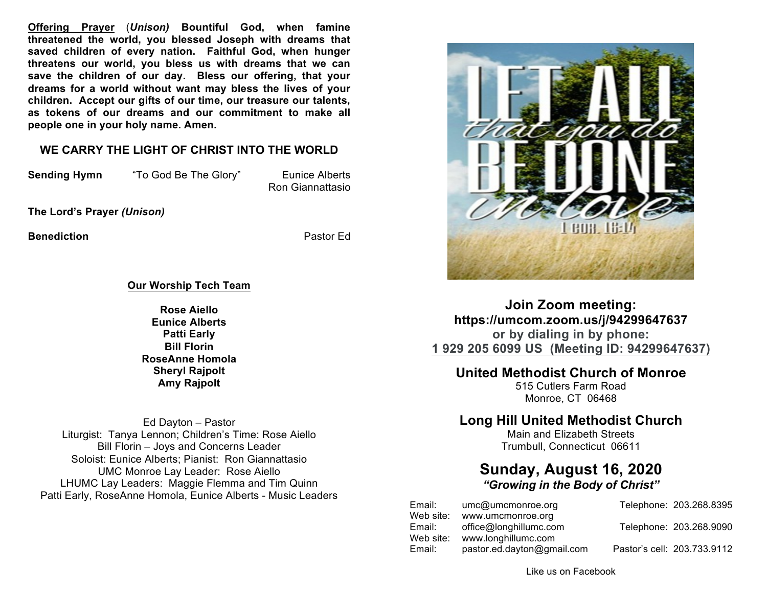**Offering Prayer** (***Unison)*** **Bountiful God, when famine threatened the world, you blessed Joseph with dreams that saved children of every nation. Faithful God, when hunger threatens our world, you bless us with dreams that we can save the children of our day. Bless our offering, that your dreams for a world without want may bless the lives of your children. Accept our gifts of our time, our treasure our talents, as tokens of our dreams and our commitment to make all people one in your holy name. Amen.**

## WE CARRY THE LIGHT OF CHRIST INTO THE WORLD

**Sending Hymn** "To God Be The Glory" Eunice Alberts, Ron Giannattasio

**The Lord's Prayer *(Unison)***

**Benediction** Pastor Ed

**Our Worship Tech Team**

**Rose Aiello**
**Eunice Alberts**
**Patti Early**
**Bill Florin**
**RoseAnne Homola**
**Sheryl Rajpolt**
**Amy Rajpolt**

Ed Dayton – Pastor
Liturgist: Tanya Lennon; Children's Time: Rose Aiello
Bill Florin – Joys and Concerns Leader
Soloist: Eunice Alberts; Pianist: Ron Giannattasio
UMC Monroe Lay Leader: Rose Aiello
LHUMC Lay Leaders: Maggie Flemma and Tim Quinn
Patti Early, RoseAnne Homola, Eunice Alberts - Music Leaders

LET ALL that you do BE DONE in love
1 COR. 16:14

**Join Zoom meeting:**
**https://umcom.zoom.us/j/94299647637**
**or by dialing in by phone:**
**1 929 205 6099 US (Meeting ID: 94299647637)**

## United Methodist Church of Monroe

515 Cutlers Farm Road
Monroe, CT 06468

## Long Hill United Methodist Church

Main and Elizabeth Streets
Trumbull, Connecticut 06611

# Sunday, August 16, 2020

***"Growing in the Body of Christ"***

| | | |
|---|---|---|
| Email: | umc@umcmonroe.org | Telephone: 203.268.8395 |
| Web site: | www.umcmonroe.org | |
| Email: | office@longhillumc.com | Telephone: 203.268.9090 |
| Web site: | www.longhillumc.com | |
| Email: | pastor.ed.dayton@gmail.com | Pastor's cell: 203.733.9112 |

Like us on Facebook